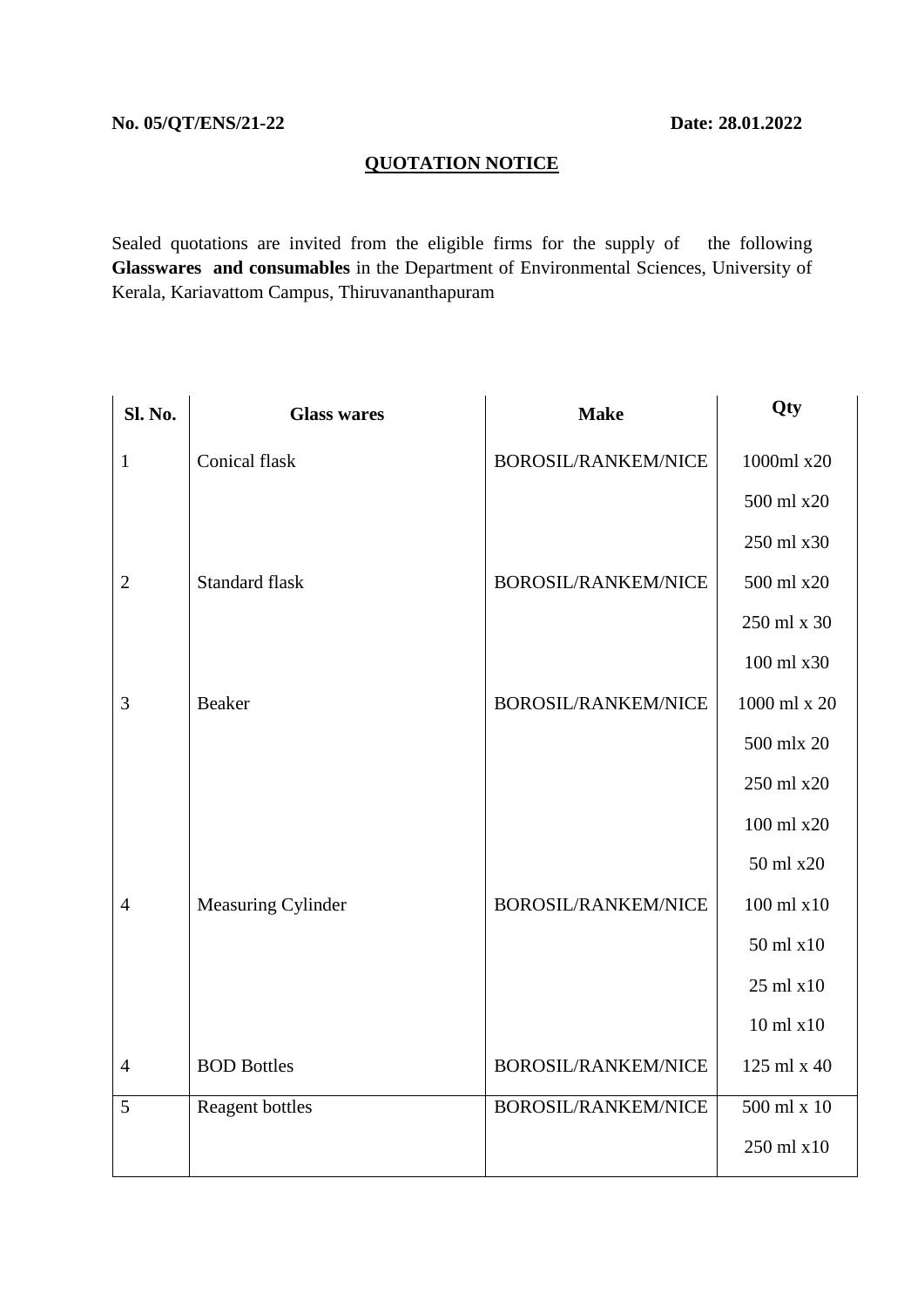**No. 05/QT/ENS/21-22** **Date: 28.01.2022**

## QUOTATION NOTICE

Sealed quotations are invited from the eligible firms for the supply of the following **Glasswares and consumables** in the Department of Environmental Sciences, University of Kerala, Kariavattom Campus, Thiruvananthapuram

| Sl. No. | Glass wares | Make | Qty |
|---|---|---|---|
| 1 | Conical flask | BOROSIL/RANKEM/NICE | 1000ml x20 |
| | | | 500 ml x20 |
| | | | 250 ml x30 |
| 2 | Standard flask | BOROSIL/RANKEM/NICE | 500 ml x20 |
| | | | 250 ml x 30 |
| | | | 100 ml x30 |
| 3 | Beaker | BOROSIL/RANKEM/NICE | 1000 ml x 20 |
| | | | 500 mlx 20 |
| | | | 250 ml x20 |
| | | | 100 ml x20 |
| | | | 50 ml x20 |
| 4 | Measuring Cylinder | BOROSIL/RANKEM/NICE | 100 ml x10 |
| | | | 50 ml x10 |
| | | | 25 ml x10 |
| | | | 10 ml x10 |
| 4 | BOD Bottles | BOROSIL/RANKEM/NICE | 125 ml x 40 |
| 5 | Reagent bottles | BOROSIL/RANKEM/NICE | 500 ml x 10 |
| | | | 250 ml x10 |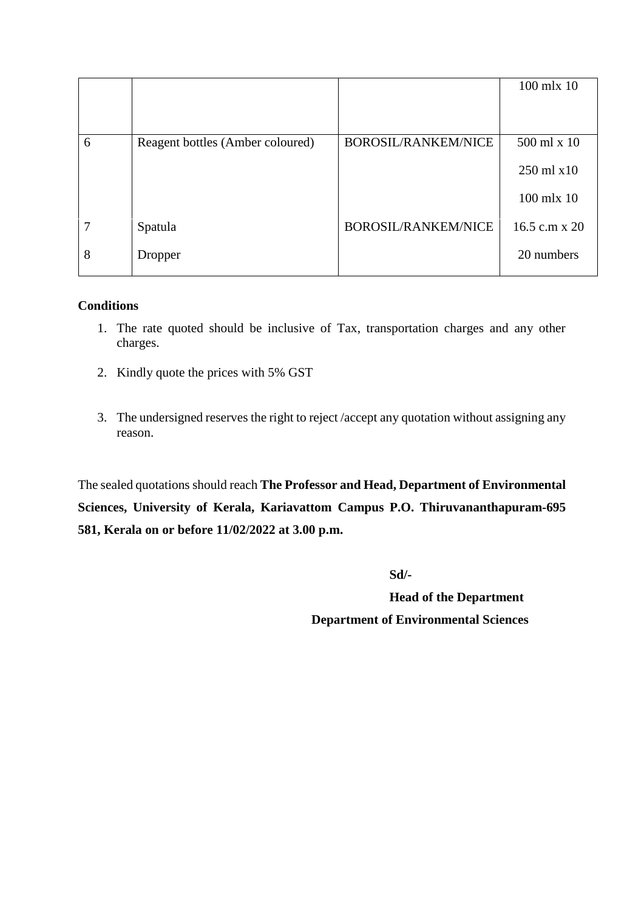| | | | |
|---|---|---|---|
| | | | 100 mlx 10 |
| 6 | Reagent bottles (Amber coloured) | BOROSIL/RANKEM/NICE | 500 ml x 10<br>250 ml x10<br>100 mlx 10 |
| 7 | Spatula | BOROSIL/RANKEM/NICE | 16.5 c.m x 20 |
| 8 | Dropper | | 20 numbers |

**Conditions**

1. The rate quoted should be inclusive of Tax, transportation charges and any other charges.
2. Kindly quote the prices with 5% GST
3. The undersigned reserves the right to reject /accept any quotation without assigning any reason.

The sealed quotations should reach **The Professor and Head, Department of Environmental Sciences, University of Kerala, Kariavattom Campus P.O. Thiruvananthapuram-695 581, Kerala on or before 11/02/2022 at 3.00 p.m.**

**Sd/-**

**Head of the Department**

**Department of Environmental Sciences**